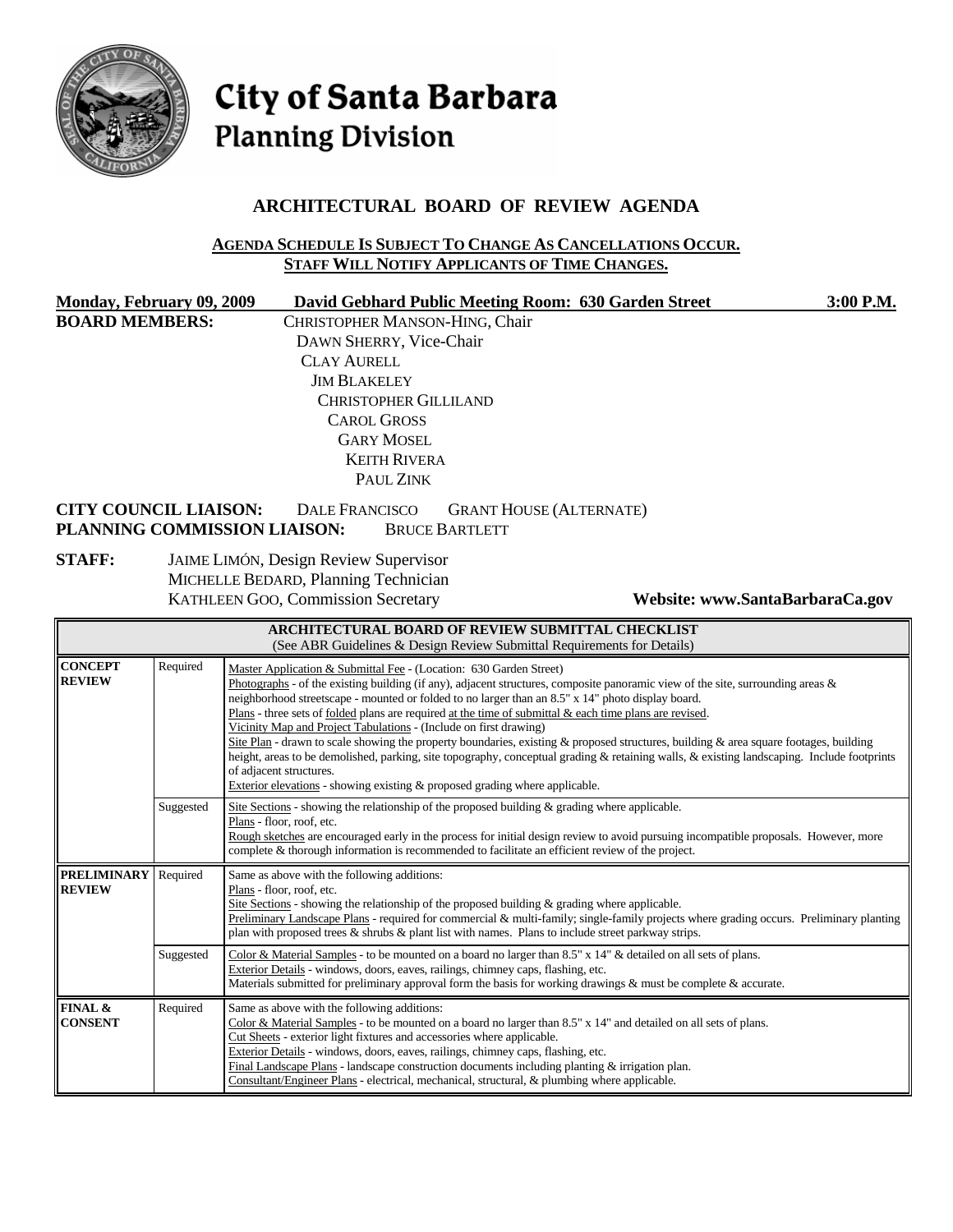# City of Santa Barbara
## Planning Division

## ARCHITECTURAL BOARD OF REVIEW AGENDA

**AGENDA SCHEDULE IS SUBJECT TO CHANGE AS CANCELLATIONS OCCUR.**
**STAFF WILL NOTIFY APPLICANTS OF TIME CHANGES.**

**Monday, February 09, 2009** **David Gebhard Public Meeting Room: 630 Garden Street** **3:00 P.M.**

**BOARD MEMBERS:**
CHRISTOPHER MANSON-HING, Chair
DAWN SHERRY, Vice-Chair
CLAY AURELL
JIM BLAKELEY
CHRISTOPHER GILLILAND
CAROL GROSS
GARY MOSEL
KEITH RIVERA
PAUL ZINK

**CITY COUNCIL LIAISON:** DALE FRANCISCO GRANT HOUSE (ALTERNATE)
**PLANNING COMMISSION LIAISON:** BRUCE BARTLETT

**STAFF:**
JAIME LIMÓN, Design Review Supervisor
MICHELLE BEDARD, Planning Technician
KATHLEEN GOO, Commission Secretary

**Website: www.SantaBarbaraCa.gov**

| **ARCHITECTURAL BOARD OF REVIEW SUBMITTAL CHECKLIST** (See ABR Guidelines & Design Review Submittal Requirements for Details) | | |
|---|---|---|
| **CONCEPT REVIEW** | Required | Master Application & Submittal Fee - (Location: 630 Garden Street)<br>Photographs - of the existing building (if any), adjacent structures, composite panoramic view of the site, surrounding areas & neighborhood streetscape - mounted or folded to no larger than an 8.5" x 14" photo display board.<br>Plans - three sets of folded plans are required at the time of submittal & each time plans are revised.<br>Vicinity Map and Project Tabulations - (Include on first drawing)<br>Site Plan - drawn to scale showing the property boundaries, existing & proposed structures, building & area square footages, building height, areas to be demolished, parking, site topography, conceptual grading & retaining walls, & existing landscaping. Include footprints of adjacent structures.<br>Exterior elevations - showing existing & proposed grading where applicable. |
| | Suggested | Site Sections - showing the relationship of the proposed building & grading where applicable.<br>Plans - floor, roof, etc.<br>Rough sketches are encouraged early in the process for initial design review to avoid pursuing incompatible proposals. However, more complete & thorough information is recommended to facilitate an efficient review of the project. |
| **PRELIMINARY REVIEW** | Required | Same as above with the following additions:<br>Plans - floor, roof, etc.<br>Site Sections - showing the relationship of the proposed building & grading where applicable.<br>Preliminary Landscape Plans - required for commercial & multi-family; single-family projects where grading occurs. Preliminary planting plan with proposed trees & shrubs & plant list with names. Plans to include street parkway strips. |
| | Suggested | Color & Material Samples - to be mounted on a board no larger than 8.5" x 14" & detailed on all sets of plans.<br>Exterior Details - windows, doors, eaves, railings, chimney caps, flashing, etc.<br>Materials submitted for preliminary approval form the basis for working drawings & must be complete & accurate. |
| **FINAL & CONSENT** | Required | Same as above with the following additions:<br>Color & Material Samples - to be mounted on a board no larger than 8.5" x 14" and detailed on all sets of plans.<br>Cut Sheets - exterior light fixtures and accessories where applicable.<br>Exterior Details - windows, doors, eaves, railings, chimney caps, flashing, etc.<br>Final Landscape Plans - landscape construction documents including planting & irrigation plan.<br>Consultant/Engineer Plans - electrical, mechanical, structural, & plumbing where applicable. |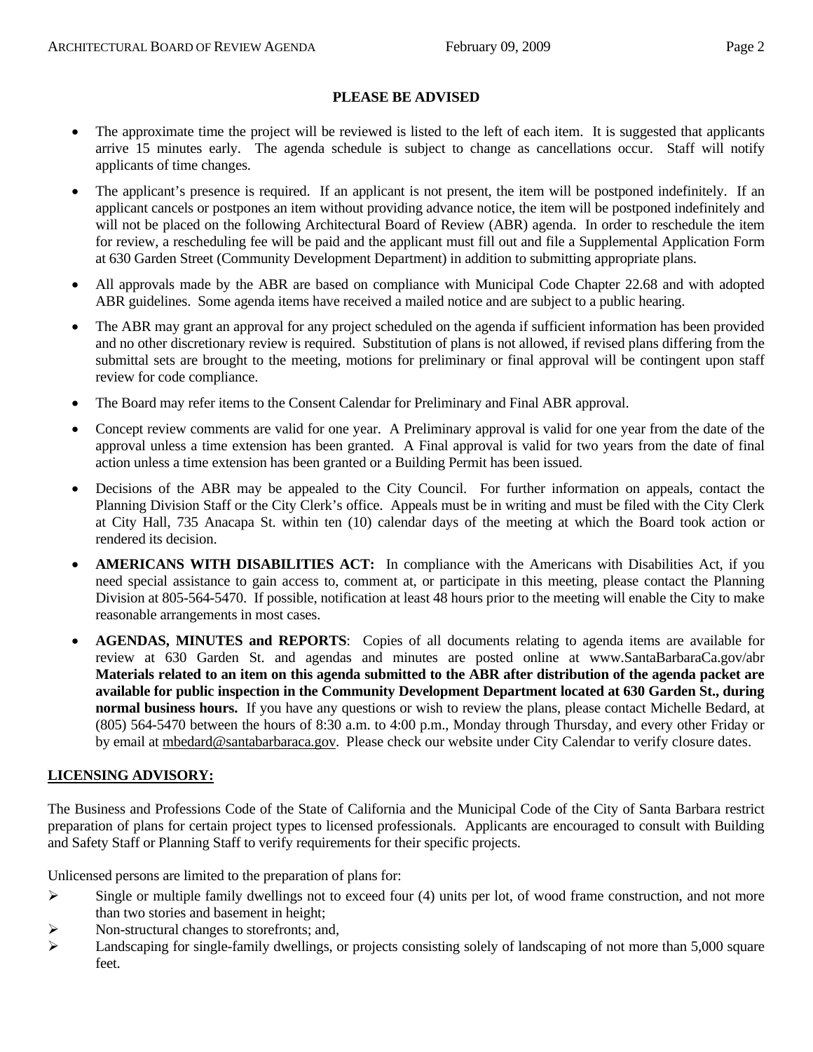## PLEASE BE ADVISED

- The approximate time the project will be reviewed is listed to the left of each item. It is suggested that applicants arrive 15 minutes early. The agenda schedule is subject to change as cancellations occur. Staff will notify applicants of time changes.
- The applicant's presence is required. If an applicant is not present, the item will be postponed indefinitely. If an applicant cancels or postpones an item without providing advance notice, the item will be postponed indefinitely and will not be placed on the following Architectural Board of Review (ABR) agenda. In order to reschedule the item for review, a rescheduling fee will be paid and the applicant must fill out and file a Supplemental Application Form at 630 Garden Street (Community Development Department) in addition to submitting appropriate plans.
- All approvals made by the ABR are based on compliance with Municipal Code Chapter 22.68 and with adopted ABR guidelines. Some agenda items have received a mailed notice and are subject to a public hearing.
- The ABR may grant an approval for any project scheduled on the agenda if sufficient information has been provided and no other discretionary review is required. Substitution of plans is not allowed, if revised plans differing from the submittal sets are brought to the meeting, motions for preliminary or final approval will be contingent upon staff review for code compliance.
- The Board may refer items to the Consent Calendar for Preliminary and Final ABR approval.
- Concept review comments are valid for one year. A Preliminary approval is valid for one year from the date of the approval unless a time extension has been granted. A Final approval is valid for two years from the date of final action unless a time extension has been granted or a Building Permit has been issued.
- Decisions of the ABR may be appealed to the City Council. For further information on appeals, contact the Planning Division Staff or the City Clerk's office. Appeals must be in writing and must be filed with the City Clerk at City Hall, 735 Anacapa St. within ten (10) calendar days of the meeting at which the Board took action or rendered its decision.
- **AMERICANS WITH DISABILITIES ACT:** In compliance with the Americans with Disabilities Act, if you need special assistance to gain access to, comment at, or participate in this meeting, please contact the Planning Division at 805-564-5470. If possible, notification at least 48 hours prior to the meeting will enable the City to make reasonable arrangements in most cases.
- **AGENDAS, MINUTES and REPORTS**: Copies of all documents relating to agenda items are available for review at 630 Garden St. and agendas and minutes are posted online at www.SantaBarbaraCa.gov/abr **Materials related to an item on this agenda submitted to the ABR after distribution of the agenda packet are available for public inspection in the Community Development Department located at 630 Garden St., during normal business hours.** If you have any questions or wish to review the plans, please contact Michelle Bedard, at (805) 564-5470 between the hours of 8:30 a.m. to 4:00 p.m., Monday through Thursday, and every other Friday or by email at mbedard@santabarbaraca.gov. Please check our website under City Calendar to verify closure dates.

**LICENSING ADVISORY:**

The Business and Professions Code of the State of California and the Municipal Code of the City of Santa Barbara restrict preparation of plans for certain project types to licensed professionals. Applicants are encouraged to consult with Building and Safety Staff or Planning Staff to verify requirements for their specific projects.

Unlicensed persons are limited to the preparation of plans for:

- Single or multiple family dwellings not to exceed four (4) units per lot, of wood frame construction, and not more than two stories and basement in height;
- Non-structural changes to storefronts; and,
- Landscaping for single-family dwellings, or projects consisting solely of landscaping of not more than 5,000 square feet.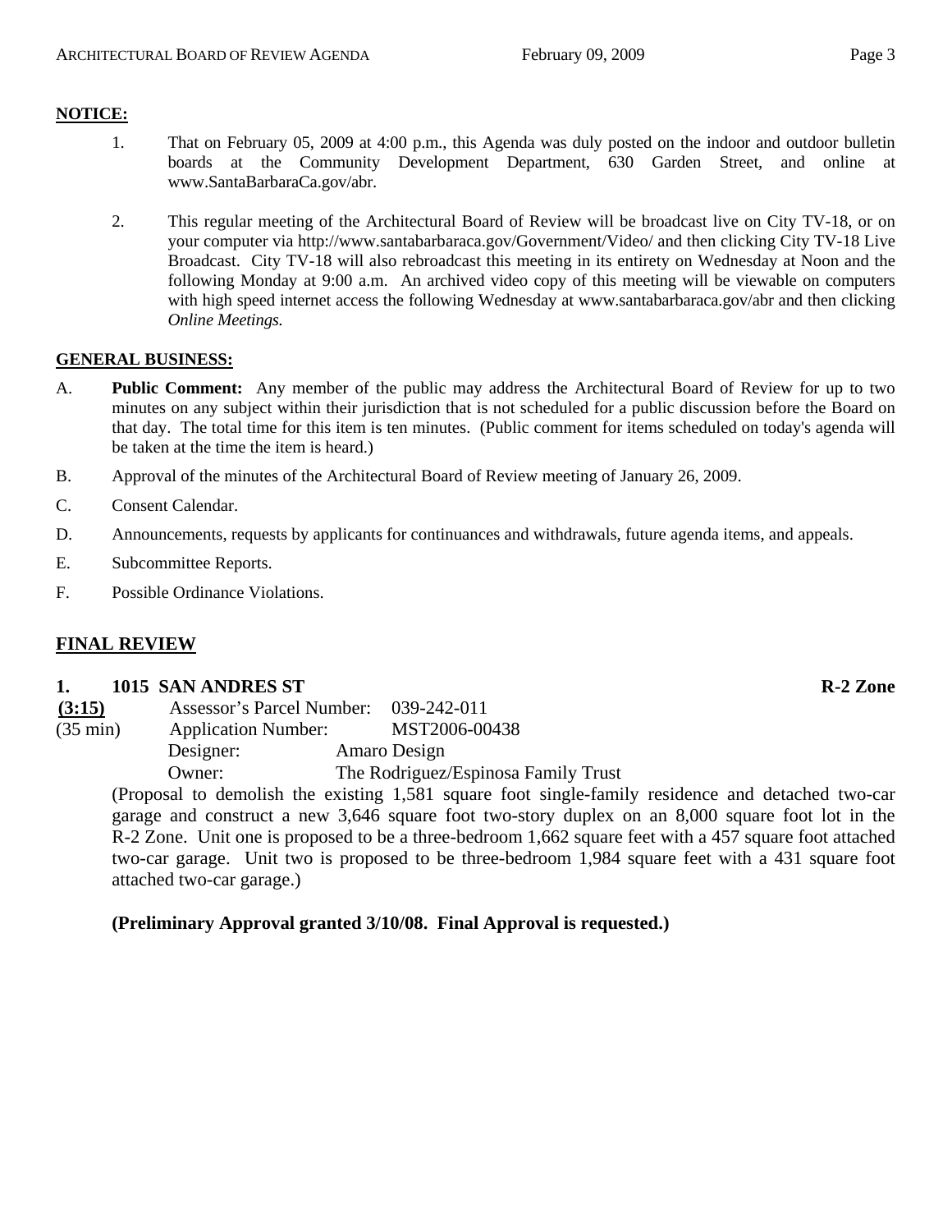**NOTICE:**

1. That on February 05, 2009 at 4:00 p.m., this Agenda was duly posted on the indoor and outdoor bulletin boards at the Community Development Department, 630 Garden Street, and online at www.SantaBarbaraCa.gov/abr.

2. This regular meeting of the Architectural Board of Review will be broadcast live on City TV-18, or on your computer via http://www.santabarbaraca.gov/Government/Video/ and then clicking City TV-18 Live Broadcast. City TV-18 will also rebroadcast this meeting in its entirety on Wednesday at Noon and the following Monday at 9:00 a.m. An archived video copy of this meeting will be viewable on computers with high speed internet access the following Wednesday at www.santabarbaraca.gov/abr and then clicking *Online Meetings.*

**GENERAL BUSINESS:**

A. **Public Comment:** Any member of the public may address the Architectural Board of Review for up to two minutes on any subject within their jurisdiction that is not scheduled for a public discussion before the Board on that day. The total time for this item is ten minutes. (Public comment for items scheduled on today's agenda will be taken at the time the item is heard.)

B. Approval of the minutes of the Architectural Board of Review meeting of January 26, 2009.

C. Consent Calendar.

D. Announcements, requests by applicants for continuances and withdrawals, future agenda items, and appeals.

E. Subcommittee Reports.

F. Possible Ordinance Violations.

## FINAL REVIEW

**1. 1015 SAN ANDRES ST** **R-2 Zone**

**(3:15)** Assessor's Parcel Number: 039-242-011
(35 min) Application Number: MST2006-00438
Designer: Amaro Design
Owner: The Rodriguez/Espinosa Family Trust

(Proposal to demolish the existing 1,581 square foot single-family residence and detached two-car garage and construct a new 3,646 square foot two-story duplex on an 8,000 square foot lot in the R-2 Zone. Unit one is proposed to be a three-bedroom 1,662 square feet with a 457 square foot attached two-car garage. Unit two is proposed to be three-bedroom 1,984 square feet with a 431 square foot attached two-car garage.)

**(Preliminary Approval granted 3/10/08. Final Approval is requested.)**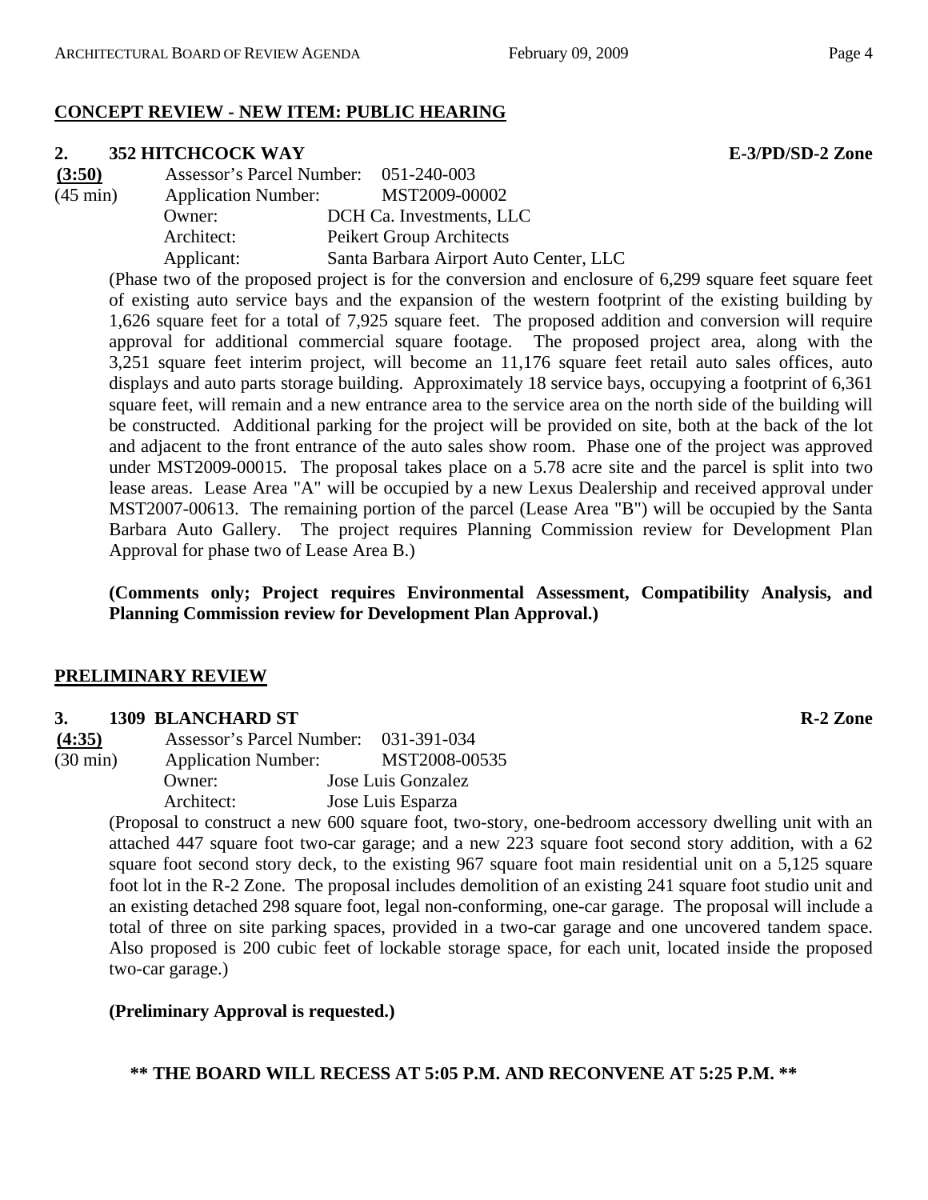**CONCEPT REVIEW - NEW ITEM: PUBLIC HEARING**

**2. 352 HITCHCOCK WAY** **E-3/PD/SD-2 Zone**

**(3:50)** Assessor's Parcel Number: 051-240-003
(45 min) Application Number: MST2009-00002
Owner: DCH Ca. Investments, LLC
Architect: Peikert Group Architects
Applicant: Santa Barbara Airport Auto Center, LLC

(Phase two of the proposed project is for the conversion and enclosure of 6,299 square feet square feet of existing auto service bays and the expansion of the western footprint of the existing building by 1,626 square feet for a total of 7,925 square feet. The proposed addition and conversion will require approval for additional commercial square footage. The proposed project area, along with the 3,251 square feet interim project, will become an 11,176 square feet retail auto sales offices, auto displays and auto parts storage building. Approximately 18 service bays, occupying a footprint of 6,361 square feet, will remain and a new entrance area to the service area on the north side of the building will be constructed. Additional parking for the project will be provided on site, both at the back of the lot and adjacent to the front entrance of the auto sales show room. Phase one of the project was approved under MST2009-00015. The proposal takes place on a 5.78 acre site and the parcel is split into two lease areas. Lease Area "A" will be occupied by a new Lexus Dealership and received approval under MST2007-00613. The remaining portion of the parcel (Lease Area "B") will be occupied by the Santa Barbara Auto Gallery. The project requires Planning Commission review for Development Plan Approval for phase two of Lease Area B.)

**(Comments only; Project requires Environmental Assessment, Compatibility Analysis, and Planning Commission review for Development Plan Approval.)**

**PRELIMINARY REVIEW**

**3. 1309 BLANCHARD ST** **R-2 Zone**

**(4:35)** Assessor's Parcel Number: 031-391-034
(30 min) Application Number: MST2008-00535
Owner: Jose Luis Gonzalez
Architect: Jose Luis Esparza

(Proposal to construct a new 600 square foot, two-story, one-bedroom accessory dwelling unit with an attached 447 square foot two-car garage; and a new 223 square foot second story addition, with a 62 square foot second story deck, to the existing 967 square foot main residential unit on a 5,125 square foot lot in the R-2 Zone. The proposal includes demolition of an existing 241 square foot studio unit and an existing detached 298 square foot, legal non-conforming, one-car garage. The proposal will include a total of three on site parking spaces, provided in a two-car garage and one uncovered tandem space. Also proposed is 200 cubic feet of lockable storage space, for each unit, located inside the proposed two-car garage.)

**(Preliminary Approval is requested.)**

**\*\* THE BOARD WILL RECESS AT 5:05 P.M. AND RECONVENE AT 5:25 P.M. \*\***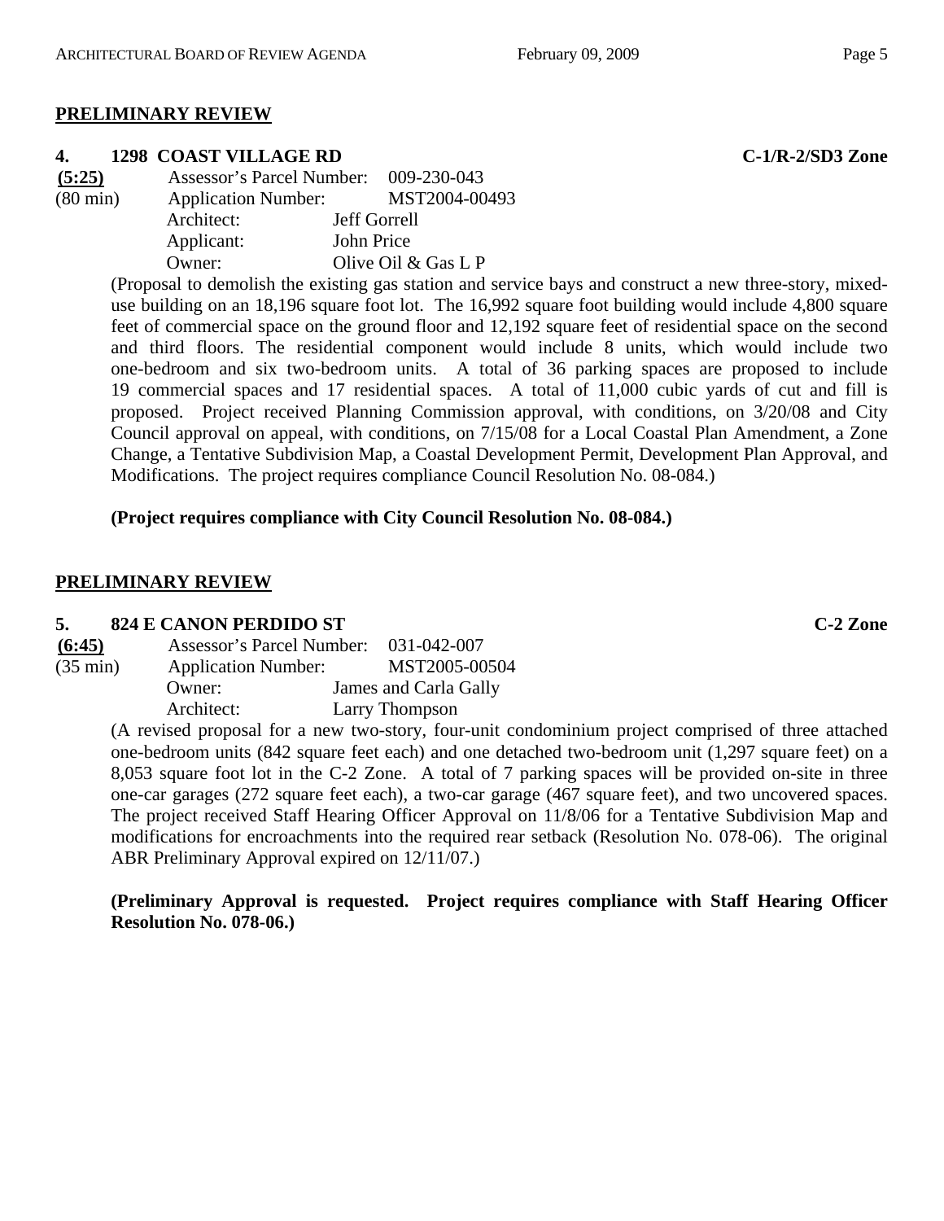## PRELIMINARY REVIEW

### 4. 1298 COAST VILLAGE RD — C-1/R-2/SD3 Zone

**(5:25)** Assessor's Parcel Number: 009-230-043
(80 min) Application Number: MST2004-00493
Architect: Jeff Gorrell
Applicant: John Price
Owner: Olive Oil & Gas L P

(Proposal to demolish the existing gas station and service bays and construct a new three-story, mixed-use building on an 18,196 square foot lot. The 16,992 square foot building would include 4,800 square feet of commercial space on the ground floor and 12,192 square feet of residential space on the second and third floors. The residential component would include 8 units, which would include two one-bedroom and six two-bedroom units. A total of 36 parking spaces are proposed to include 19 commercial spaces and 17 residential spaces. A total of 11,000 cubic yards of cut and fill is proposed. Project received Planning Commission approval, with conditions, on 3/20/08 and City Council approval on appeal, with conditions, on 7/15/08 for a Local Coastal Plan Amendment, a Zone Change, a Tentative Subdivision Map, a Coastal Development Permit, Development Plan Approval, and Modifications. The project requires compliance Council Resolution No. 08-084.)

**(Project requires compliance with City Council Resolution No. 08-084.)**

## PRELIMINARY REVIEW

### 5. 824 E CANON PERDIDO ST — C-2 Zone

**(6:45)** Assessor's Parcel Number: 031-042-007
(35 min) Application Number: MST2005-00504
Owner: James and Carla Gally
Architect: Larry Thompson

(A revised proposal for a new two-story, four-unit condominium project comprised of three attached one-bedroom units (842 square feet each) and one detached two-bedroom unit (1,297 square feet) on a 8,053 square foot lot in the C-2 Zone. A total of 7 parking spaces will be provided on-site in three one-car garages (272 square feet each), a two-car garage (467 square feet), and two uncovered spaces. The project received Staff Hearing Officer Approval on 11/8/06 for a Tentative Subdivision Map and modifications for encroachments into the required rear setback (Resolution No. 078-06). The original ABR Preliminary Approval expired on 12/11/07.)

**(Preliminary Approval is requested. Project requires compliance with Staff Hearing Officer Resolution No. 078-06.)**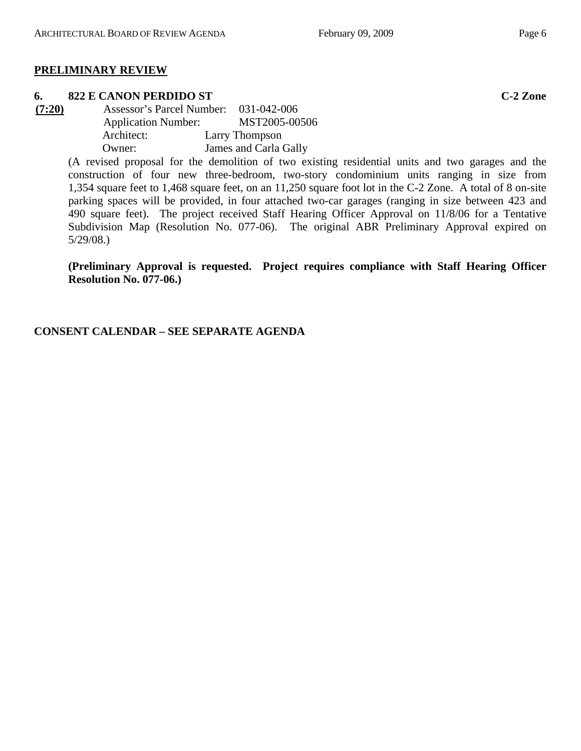## PRELIMINARY REVIEW

**6. 822 E CANON PERDIDO ST** **C-2 Zone**

**(7:20)**

Assessor's Parcel Number: 031-042-006
Application Number: MST2005-00506
Architect: Larry Thompson
Owner: James and Carla Gally

(A revised proposal for the demolition of two existing residential units and two garages and the construction of four new three-bedroom, two-story condominium units ranging in size from 1,354 square feet to 1,468 square feet, on an 11,250 square foot lot in the C-2 Zone. A total of 8 on-site parking spaces will be provided, in four attached two-car garages (ranging in size between 423 and 490 square feet). The project received Staff Hearing Officer Approval on 11/8/06 for a Tentative Subdivision Map (Resolution No. 077-06). The original ABR Preliminary Approval expired on 5/29/08.)

**(Preliminary Approval is requested. Project requires compliance with Staff Hearing Officer Resolution No. 077-06.)**

**CONSENT CALENDAR – SEE SEPARATE AGENDA**